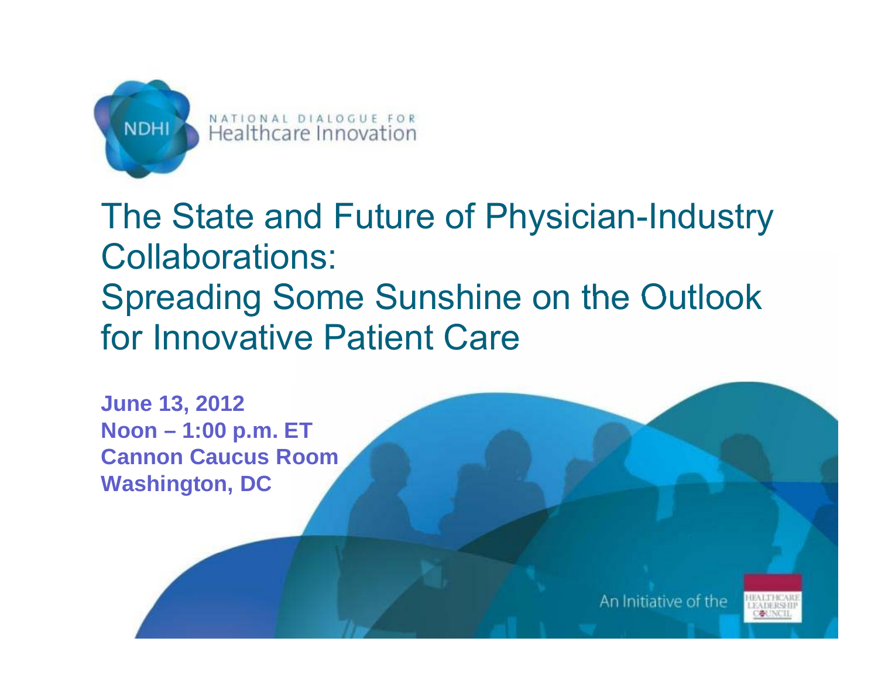NATIONAL DIALOGUE FOR Healthcare Innovation

# The State and Future of Physician-Industry Collaborations: Spreading Some Sunshine on the Outlook for Innovative Patient Care

**June 13, 2012**
**Noon – 1:00 p.m. ET**
**Cannon Caucus Room**
**Washington, DC**

An Initiative of the Healthcare Leadership Council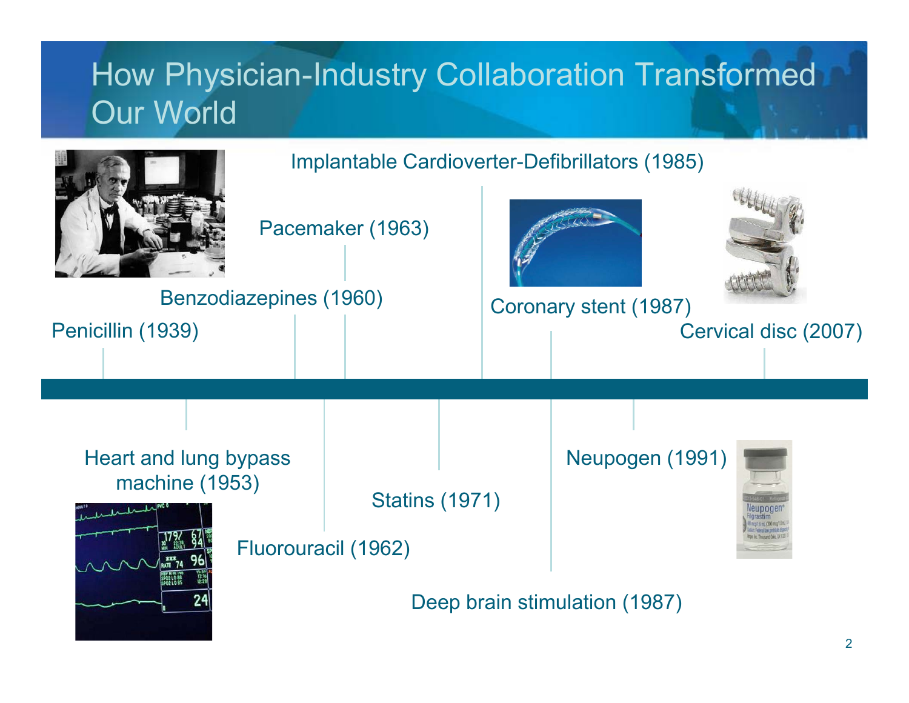# How Physician-Industry Collaboration Transformed Our World

- Penicillin (1939)
- Heart and lung bypass machine (1953)
- Benzodiazepines (1960)
- Fluorouracil (1962)
- Pacemaker (1963)
- Statins (1971)
- Implantable Cardioverter-Defibrillators (1985)
- Coronary stent (1987)
- Deep brain stimulation (1987)
- Neupogen (1991)
- Cervical disc (2007)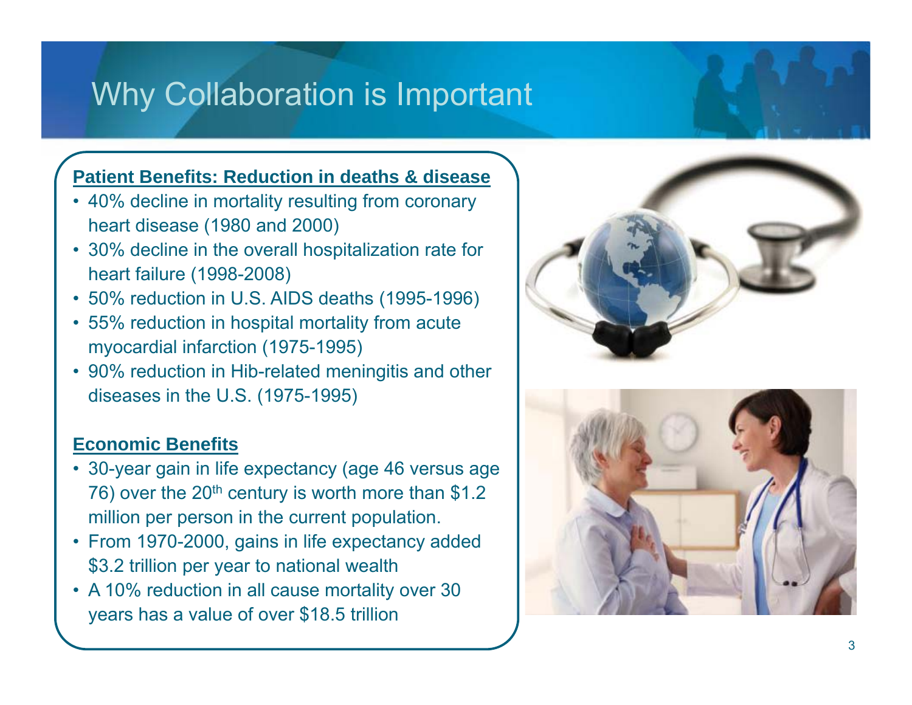# Why Collaboration is Important

**Patient Benefits: Reduction in deaths & disease**

- 40% decline in mortality resulting from coronary heart disease (1980 and 2000)
- 30% decline in the overall hospitalization rate for heart failure (1998-2008)
- 50% reduction in U.S. AIDS deaths (1995-1996)
- 55% reduction in hospital mortality from acute myocardial infarction (1975-1995)
- 90% reduction in Hib-related meningitis and other diseases in the U.S. (1975-1995)

**Economic Benefits**

- 30-year gain in life expectancy (age 46 versus age 76) over the 20th century is worth more than $1.2 million per person in the current population.
- From 1970-2000, gains in life expectancy added $3.2 trillion per year to national wealth
- A 10% reduction in all cause mortality over 30 years has a value of over $18.5 trillion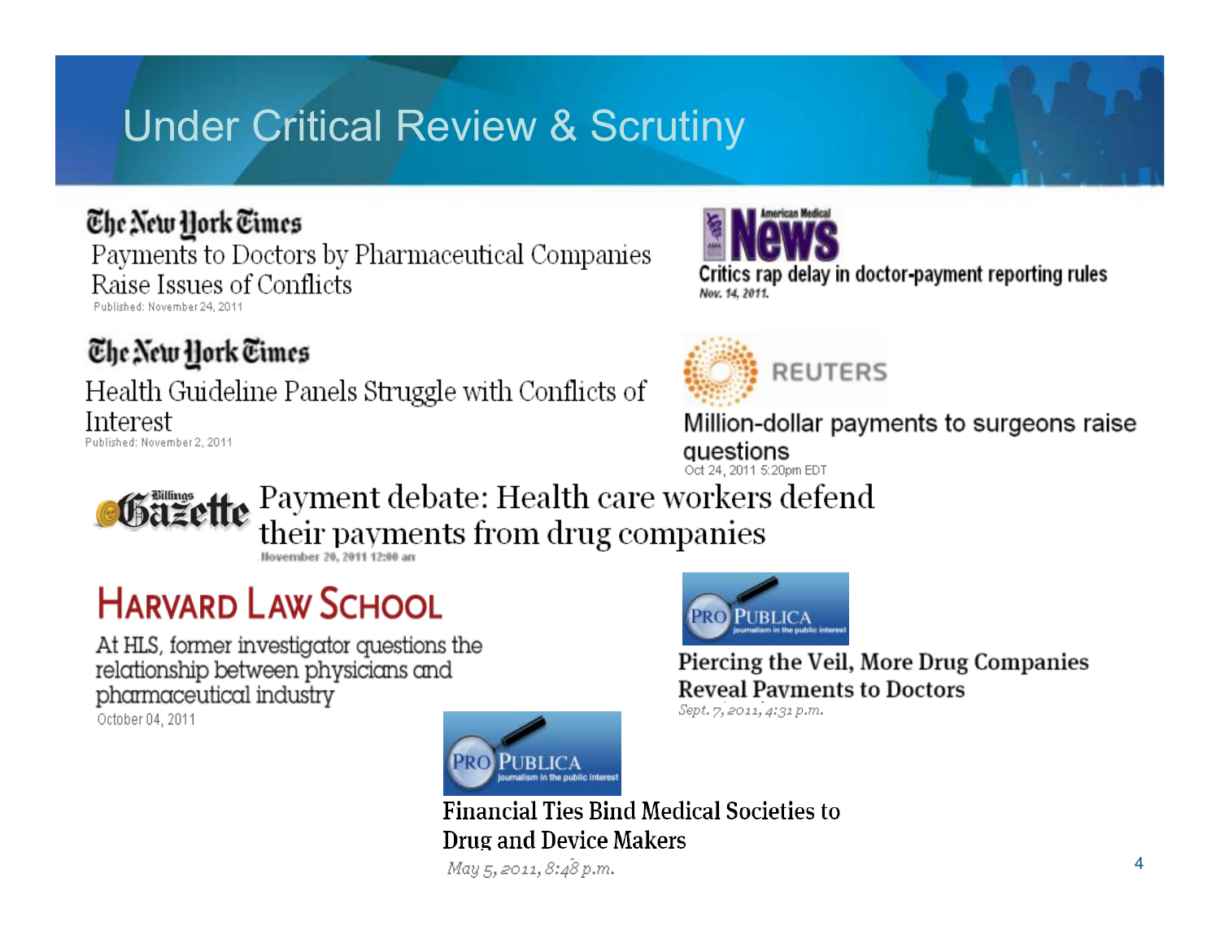# Under Critical Review & Scrutiny

**The New York Times**

Payments to Doctors by Pharmaceutical Companies Raise Issues of Conflicts

Published: November 24, 2011

**American Medical News**

Critics rap delay in doctor-payment reporting rules

*Nov. 14, 2011.*

**The New York Times**

Health Guideline Panels Struggle with Conflicts of Interest

Published: November 2, 2011

**REUTERS**

Million-dollar payments to surgeons raise questions

Oct 24, 2011 5:20pm EDT

**Billings Gazette**

Payment debate: Health care workers defend their payments from drug companies

November 20, 2011 12:00 am

**HARVARD LAW SCHOOL**

At HLS, former investigator questions the relationship between physicians and pharmaceutical industry

October 04, 2011

**PRO PUBLICA** journalism in the public interest

Piercing the Veil, More Drug Companies Reveal Payments to Doctors

*Sept. 7, 2011, 4:31 p.m.*

**PRO PUBLICA** journalism in the public interest

Financial Ties Bind Medical Societies to Drug and Device Makers

*May 5, 2011, 8:48 p.m.*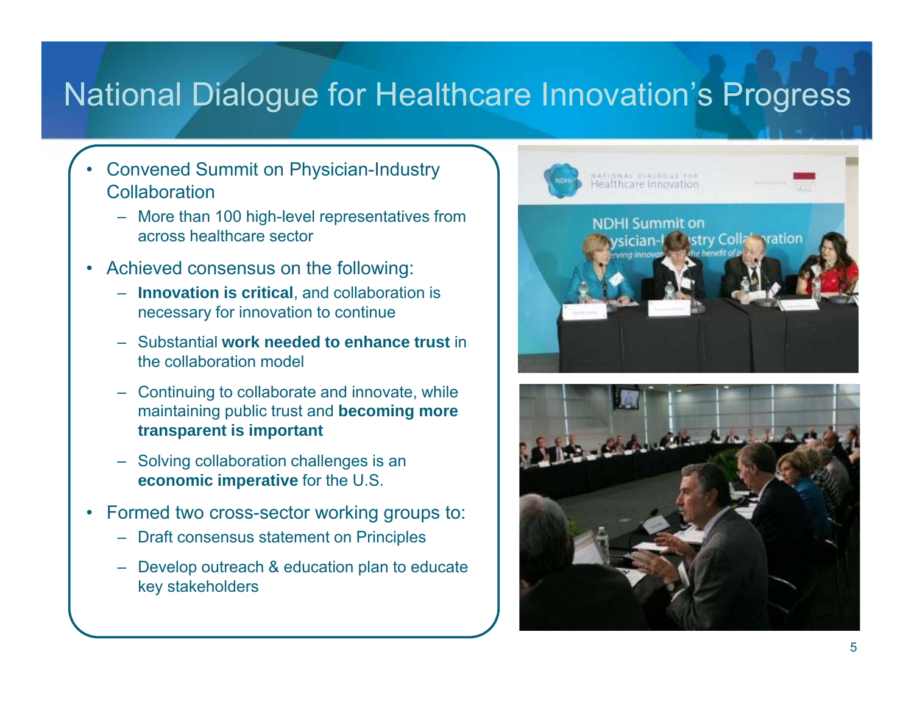# National Dialogue for Healthcare Innovation's Progress

- Convened Summit on Physician-Industry Collaboration
  - More than 100 high-level representatives from across healthcare sector
- Achieved consensus on the following:
  - **Innovation is critical**, and collaboration is necessary for innovation to continue
  - Substantial **work needed to enhance trust** in the collaboration model
  - Continuing to collaborate and innovate, while maintaining public trust and **becoming more transparent is important**
  - Solving collaboration challenges is an **economic imperative** for the U.S.
- Formed two cross-sector working groups to:
  - Draft consensus statement on Principles
  - Develop outreach & education plan to educate key stakeholders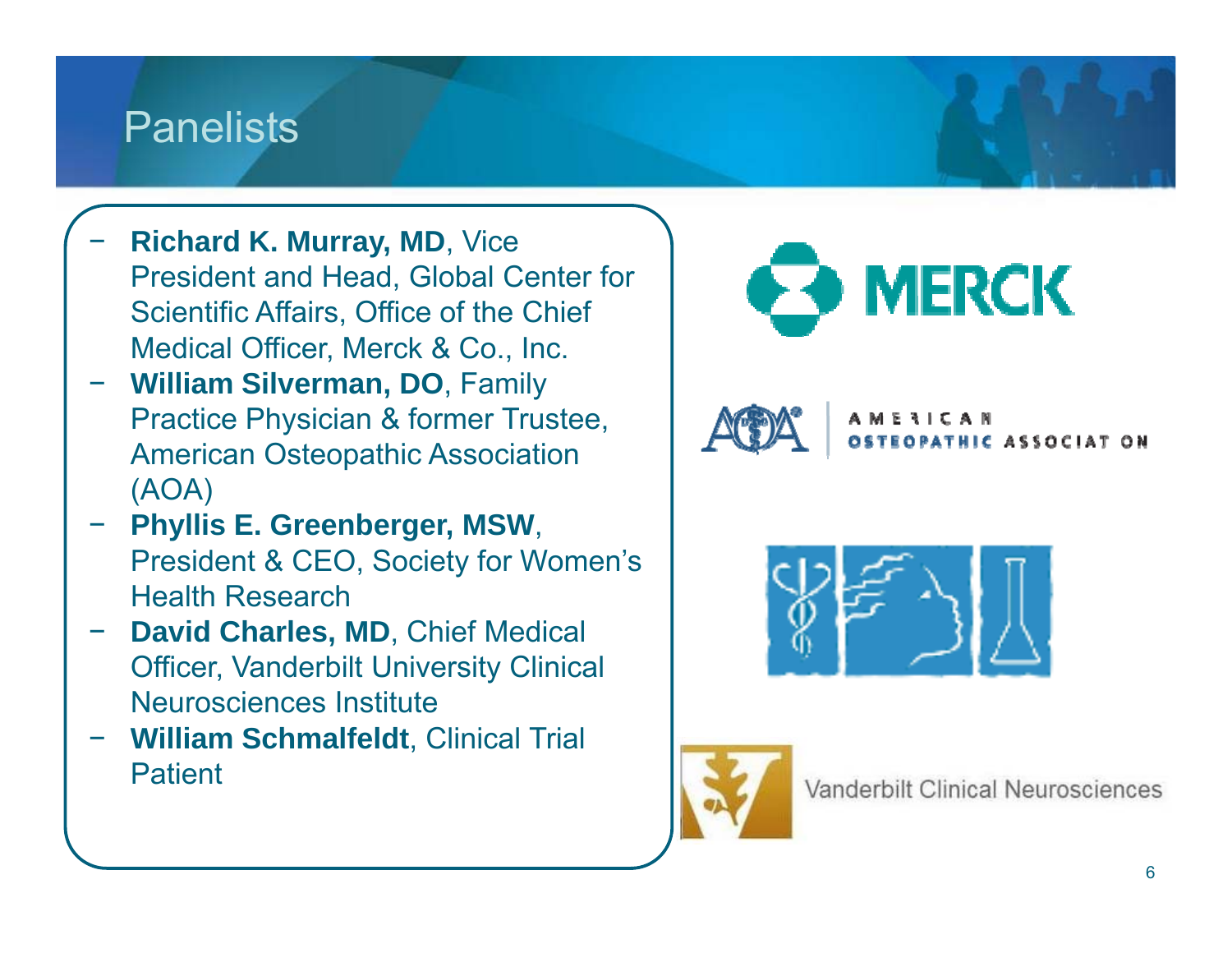# Panelists

- **Richard K. Murray, MD**, Vice President and Head, Global Center for Scientific Affairs, Office of the Chief Medical Officer, Merck & Co., Inc.
- **William Silverman, DO**, Family Practice Physician & former Trustee, American Osteopathic Association (AOA)
- **Phyllis E. Greenberger, MSW**, President & CEO, Society for Women's Health Research
- **David Charles, MD**, Chief Medical Officer, Vanderbilt University Clinical Neurosciences Institute
- **William Schmalfeldt**, Clinical Trial Patient

MERCK

AMERICAN OSTEOPATHIC ASSOCIATION

Vanderbilt Clinical Neurosciences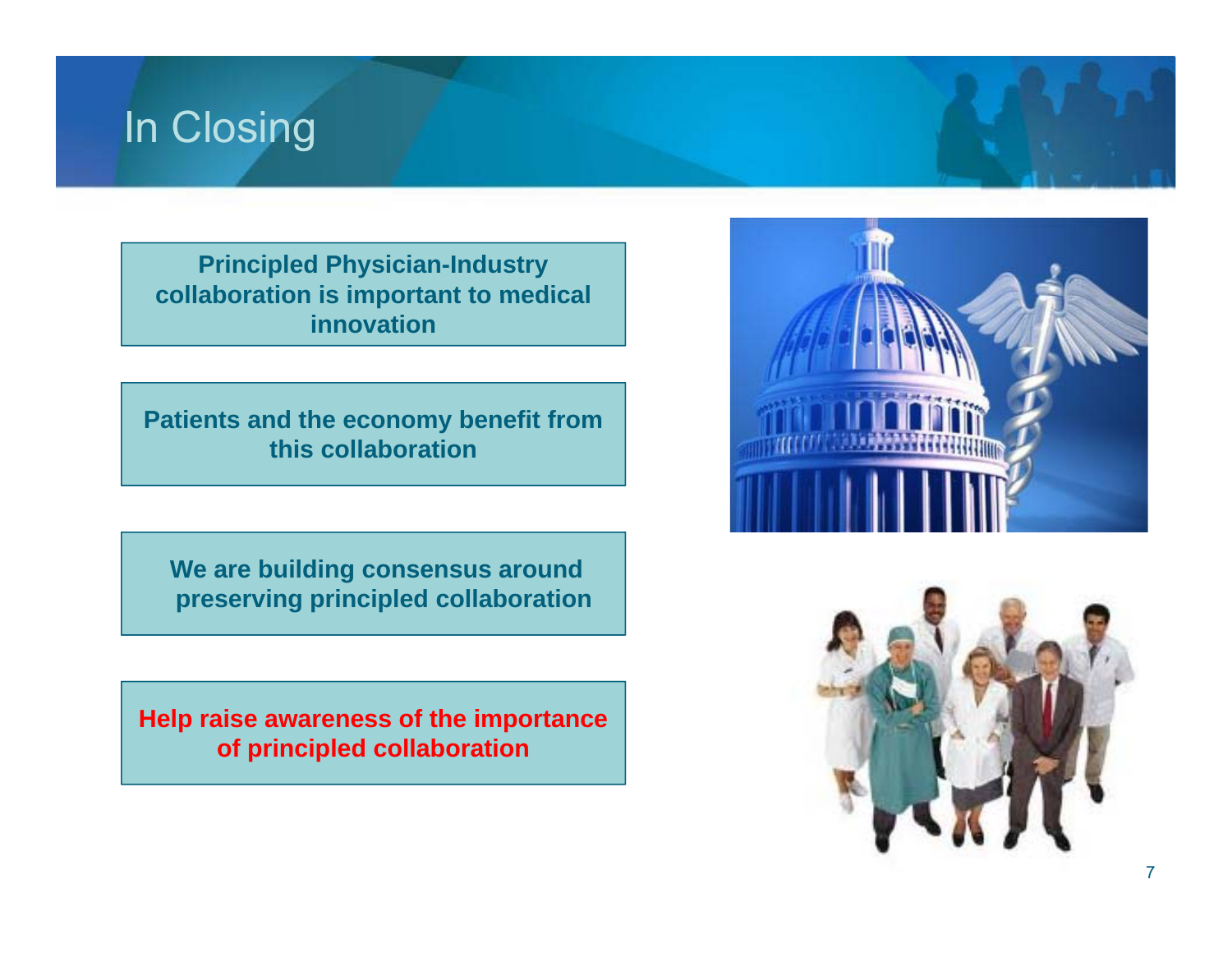# In Closing

**Principled Physician-Industry collaboration is important to medical innovation**

**Patients and the economy benefit from this collaboration**

**We are building consensus around preserving principled collaboration**

**Help raise awareness of the importance of principled collaboration**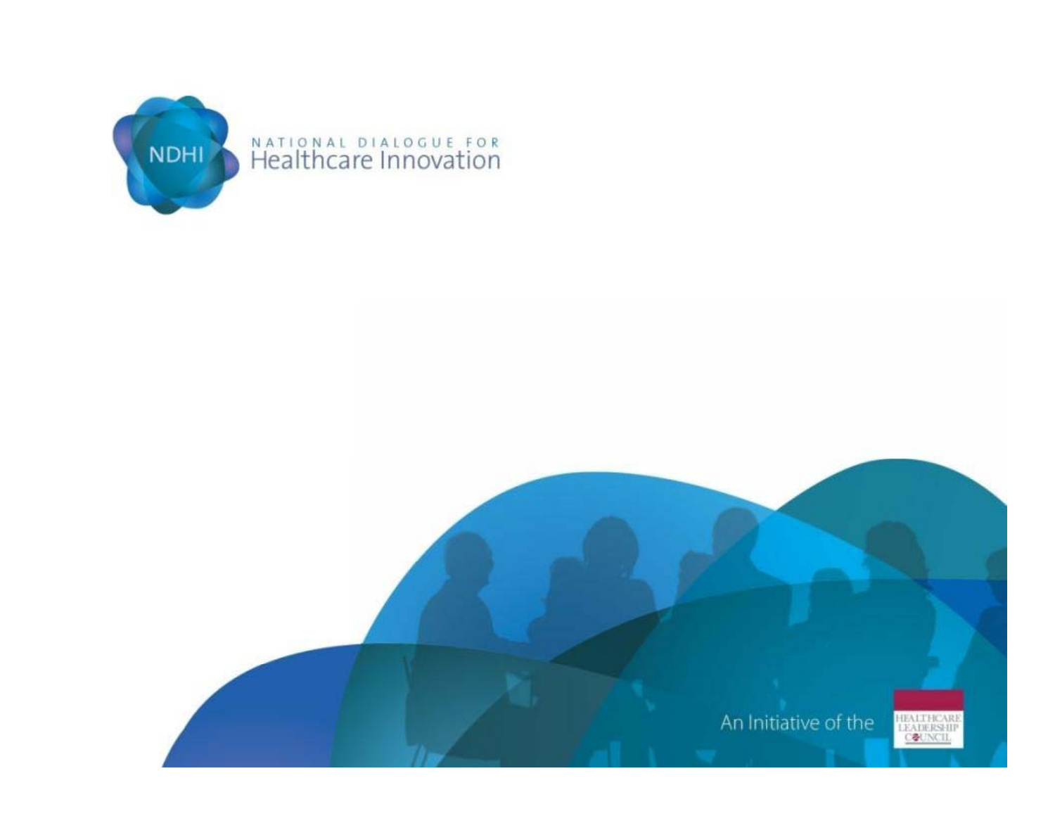NATIONAL DIALOGUE FOR
Healthcare Innovation

An Initiative of the HEALTHCARE LEADERSHIP COUNCIL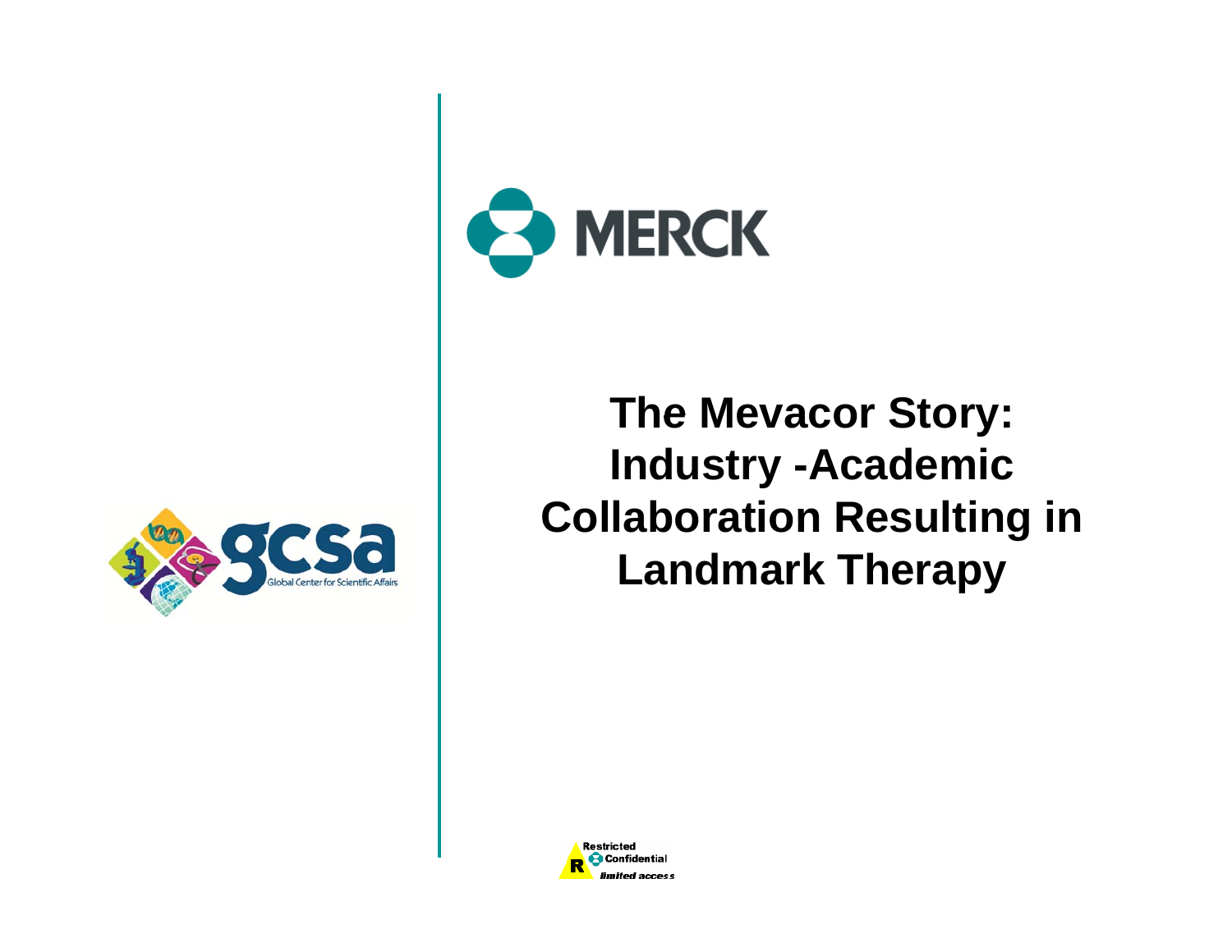MERCK

# The Mevacor Story: Industry -Academic Collaboration Resulting in Landmark Therapy

gcsa Global Center for Scientific Affairs

Restricted Confidential limited access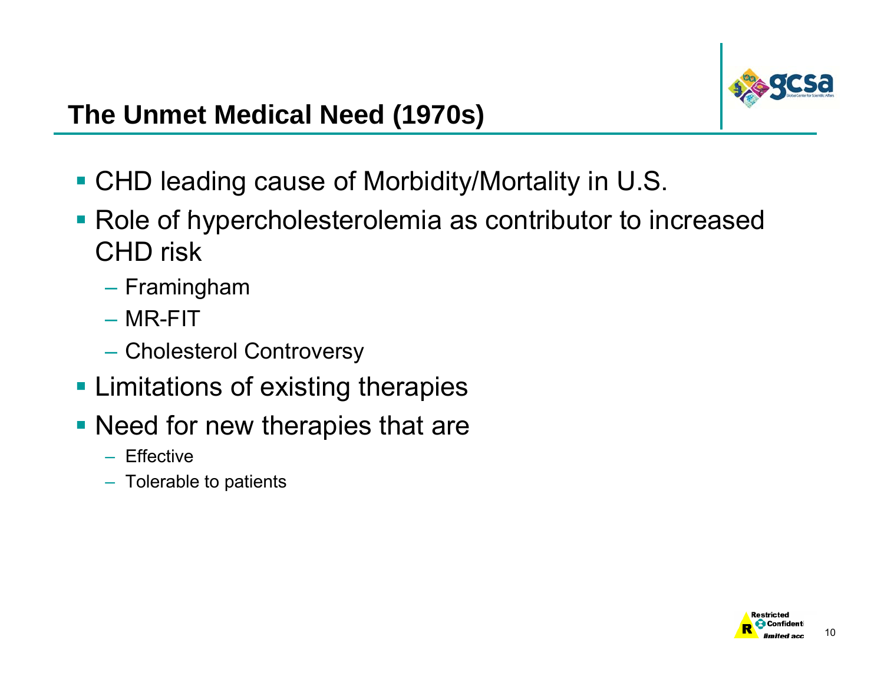## The Unmet Medical Need (1970s)

- CHD leading cause of Morbidity/Mortality in U.S.
- Role of hypercholesterolemia as contributor to increased CHD risk
  - Framingham
  - MR-FIT
  - Cholesterol Controversy
- Limitations of existing therapies
- Need for new therapies that are
  - Effective
  - Tolerable to patients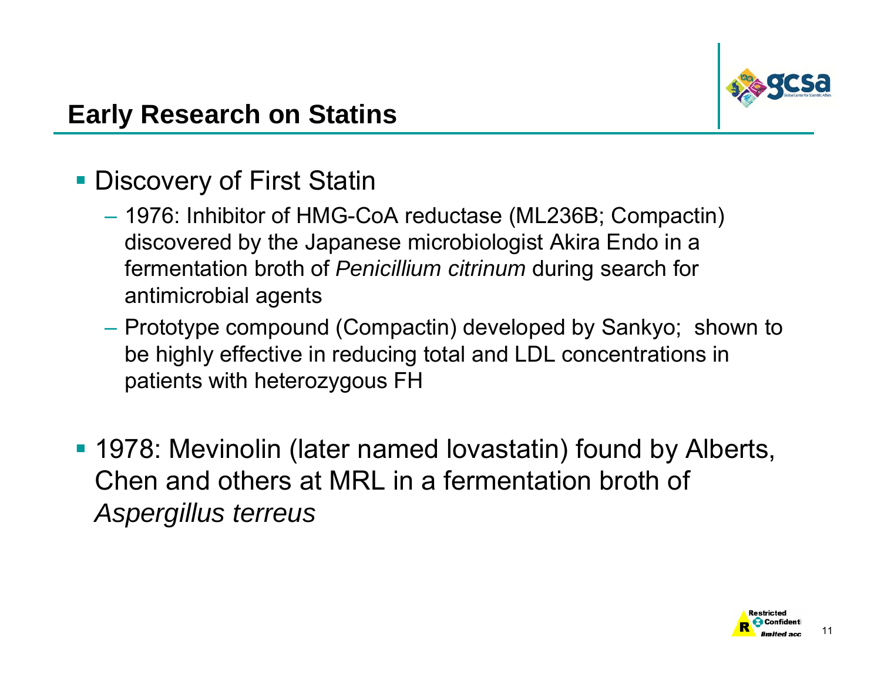## Early Research on Statins

- Discovery of First Statin
  - 1976: Inhibitor of HMG-CoA reductase (ML236B; Compactin) discovered by the Japanese microbiologist Akira Endo in a fermentation broth of *Penicillium citrinum* during search for antimicrobial agents
  - Prototype compound (Compactin) developed by Sankyo; shown to be highly effective in reducing total and LDL concentrations in patients with heterozygous FH
- 1978: Mevinolin (later named lovastatin) found by Alberts, Chen and others at MRL in a fermentation broth of *Aspergillus terreus*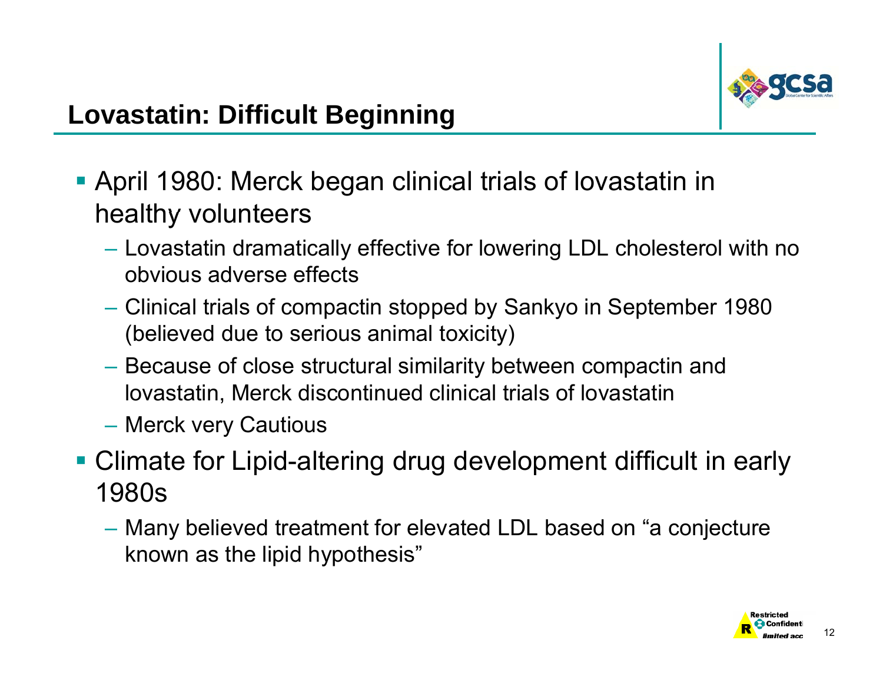## Lovastatin: Difficult Beginning

- April 1980: Merck began clinical trials of lovastatin in healthy volunteers
  - Lovastatin dramatically effective for lowering LDL cholesterol with no obvious adverse effects
  - Clinical trials of compactin stopped by Sankyo in September 1980 (believed due to serious animal toxicity)
  - Because of close structural similarity between compactin and lovastatin, Merck discontinued clinical trials of lovastatin
  - Merck very Cautious
- Climate for Lipid-altering drug development difficult in early 1980s
  - Many believed treatment for elevated LDL based on "a conjecture known as the lipid hypothesis"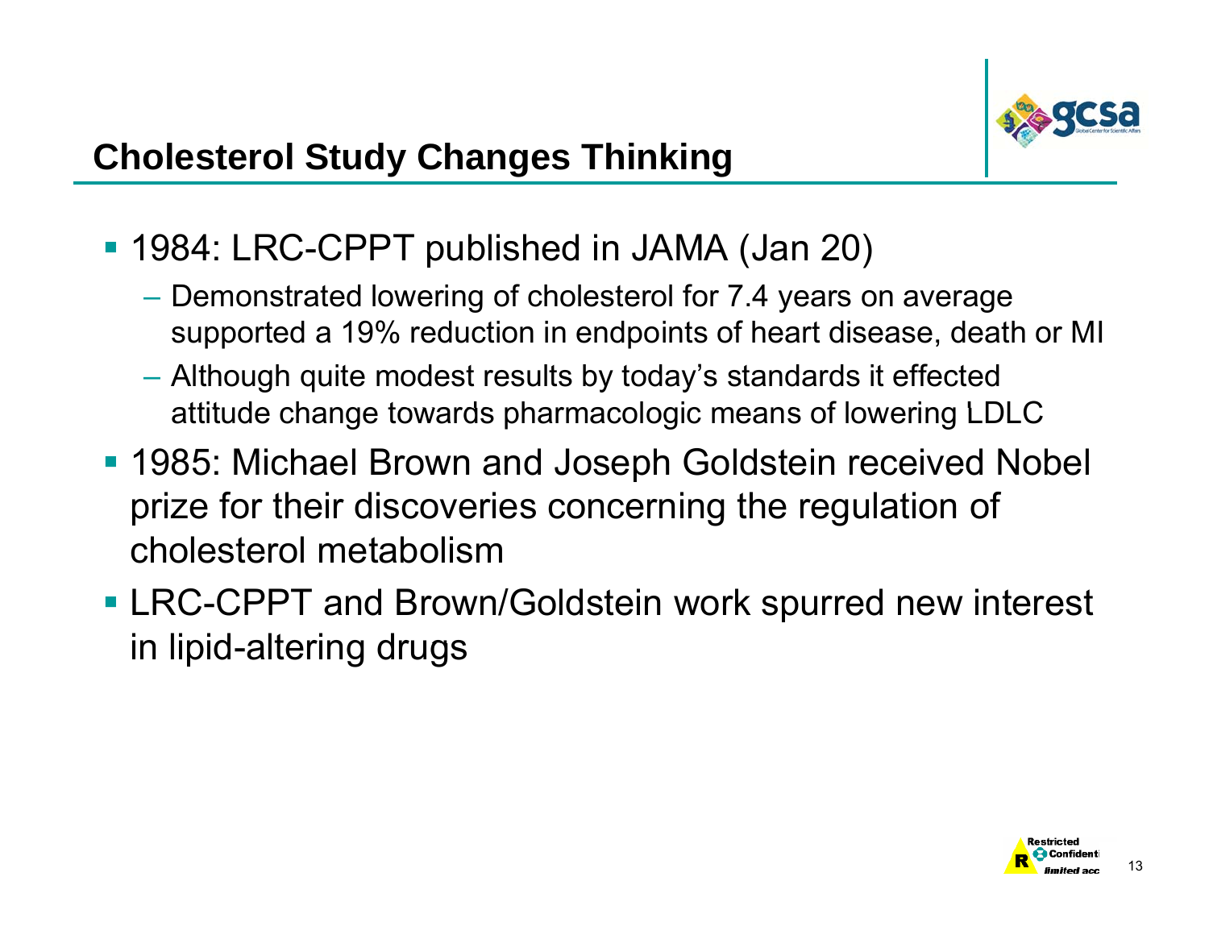# Cholesterol Study Changes Thinking

- 1984: LRC-CPPT published in JAMA (Jan 20)
  - Demonstrated lowering of cholesterol for 7.4 years on average supported a 19% reduction in endpoints of heart disease, death or MI
  - Although quite modest results by today's standards it effected attitude change towards pharmacologic means of lowering LDLC
- 1985: Michael Brown and Joseph Goldstein received Nobel prize for their discoveries concerning the regulation of cholesterol metabolism
- LRC-CPPT and Brown/Goldstein work spurred new interest in lipid-altering drugs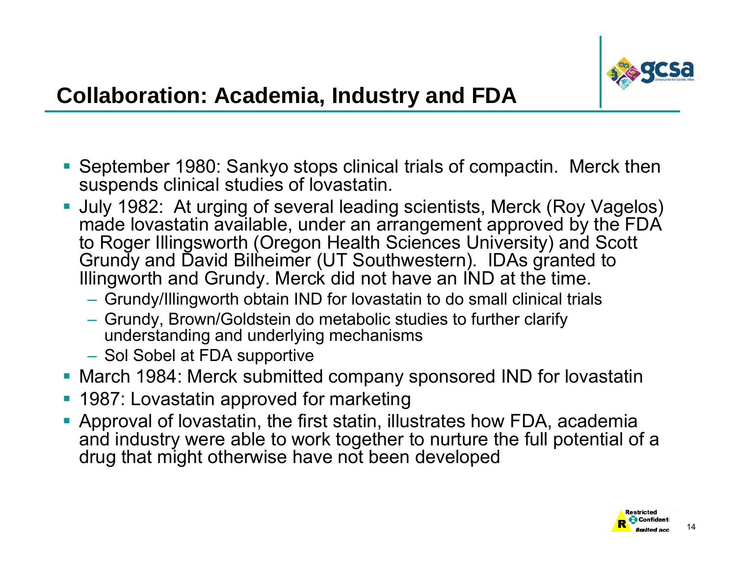## Collaboration: Academia, Industry and FDA

- September 1980: Sankyo stops clinical trials of compactin. Merck then suspends clinical studies of lovastatin.
- July 1982: At urging of several leading scientists, Merck (Roy Vagelos) made lovastatin available, under an arrangement approved by the FDA to Roger Illingsworth (Oregon Health Sciences University) and Scott Grundy and David Bilheimer (UT Southwestern). IDAs granted to Illingworth and Grundy. Merck did not have an IND at the time.
  - Grundy/Illingworth obtain IND for lovastatin to do small clinical trials
  - Grundy, Brown/Goldstein do metabolic studies to further clarify understanding and underlying mechanisms
  - Sol Sobel at FDA supportive
- March 1984: Merck submitted company sponsored IND for lovastatin
- 1987: Lovastatin approved for marketing
- Approval of lovastatin, the first statin, illustrates how FDA, academia and industry were able to work together to nurture the full potential of a drug that might otherwise have not been developed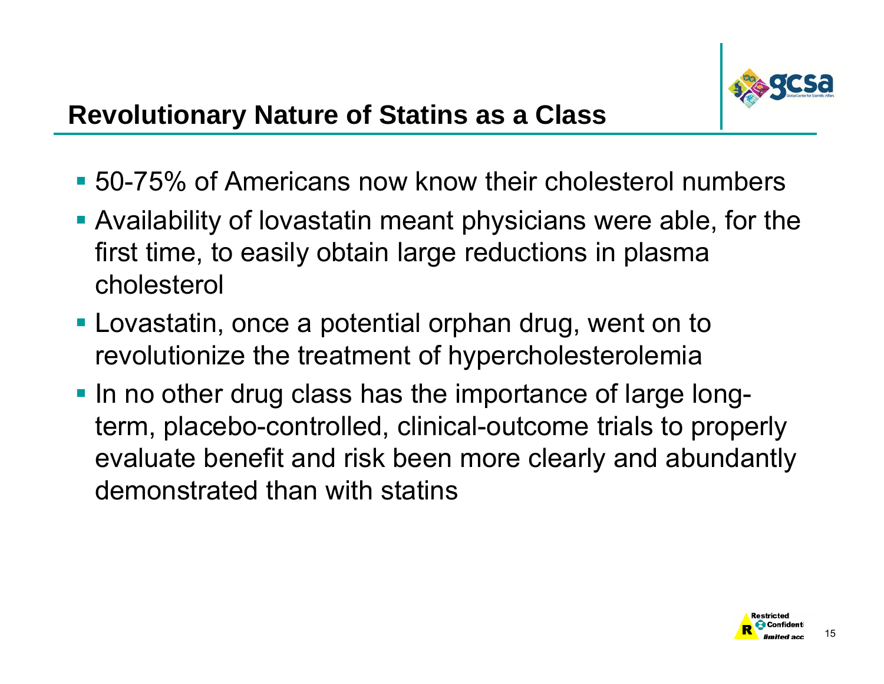## Revolutionary Nature of Statins as a Class

- 50-75% of Americans now know their cholesterol numbers
- Availability of lovastatin meant physicians were able, for the first time, to easily obtain large reductions in plasma cholesterol
- Lovastatin, once a potential orphan drug, went on to revolutionize the treatment of hypercholesterolemia
- In no other drug class has the importance of large long-term, placebo-controlled, clinical-outcome trials to properly evaluate benefit and risk been more clearly and abundantly demonstrated than with statins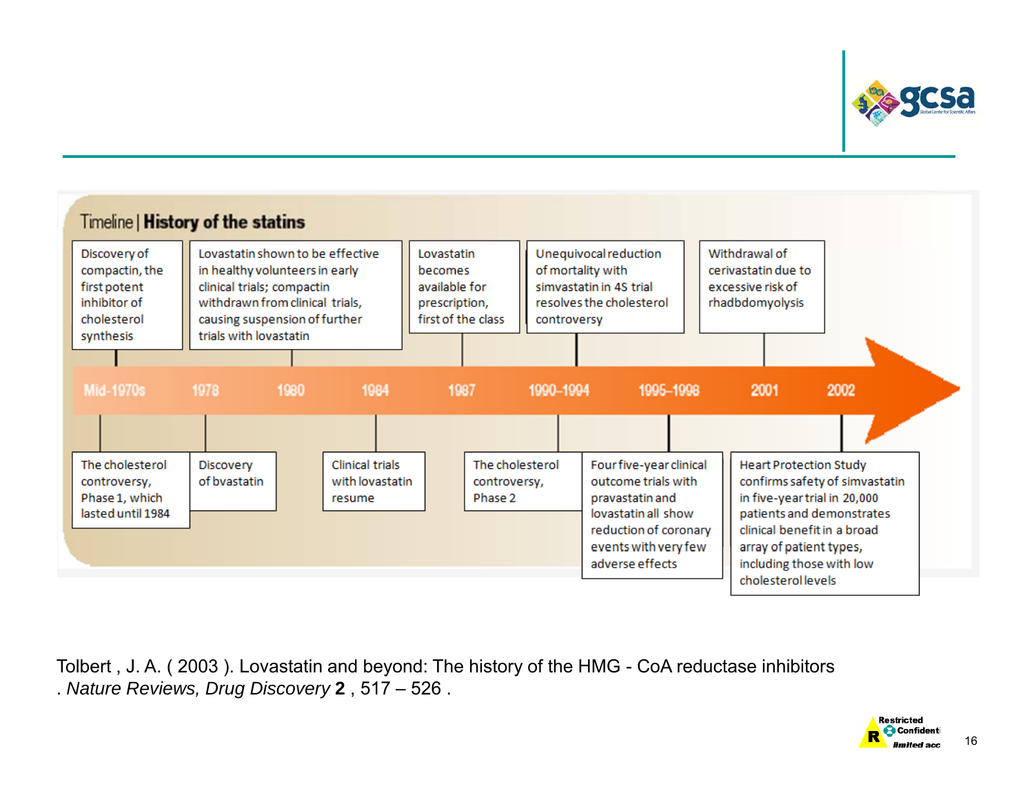## Timeline | History of the statins

**Above the timeline:**

- Mid-1970s: Discovery of compactin, the first potent inhibitor of cholesterol synthesis
- 1980: Lovastatin shown to be effective in healthy volunteers in early clinical trials; compactin withdrawn from clinical trials, causing suspension of further trials with lovastatin
- 1987: Lovastatin becomes available for prescription, first of the class
- 1990–1994: Unequivocal reduction of mortality with simvastatin in 4S trial resolves the cholesterol controversy
- 2001: Withdrawal of cerivastatin due to excessive risk of rhadbdomyolysis

**Timeline:** Mid-1970s | 1978 | 1980 | 1984 | 1987 | 1990–1994 | 1995–1998 | 2001 | 2002

**Below the timeline:**

- Mid-1970s: The cholesterol controversy, Phase 1, which lasted until 1984
- 1978: Discovery of lovastatin
- 1984: Clinical trials with lovastatin resume
- 1990–1994: The cholesterol controversy, Phase 2
- 1995–1998: Four five-year clinical outcome trials with pravastatin and lovastatin all show reduction of coronary events with very few adverse effects
- 2002: Heart Protection Study confirms safety of simvastatin in five-year trial in 20,000 patients and demonstrates clinical benefit in a broad array of patient types, including those with low cholesterol levels

Tolbert , J. A. ( 2003 ). Lovastatin and beyond: The history of the HMG - CoA reductase inhibitors . *Nature Reviews, Drug Discovery* **2** , 517 – 526 .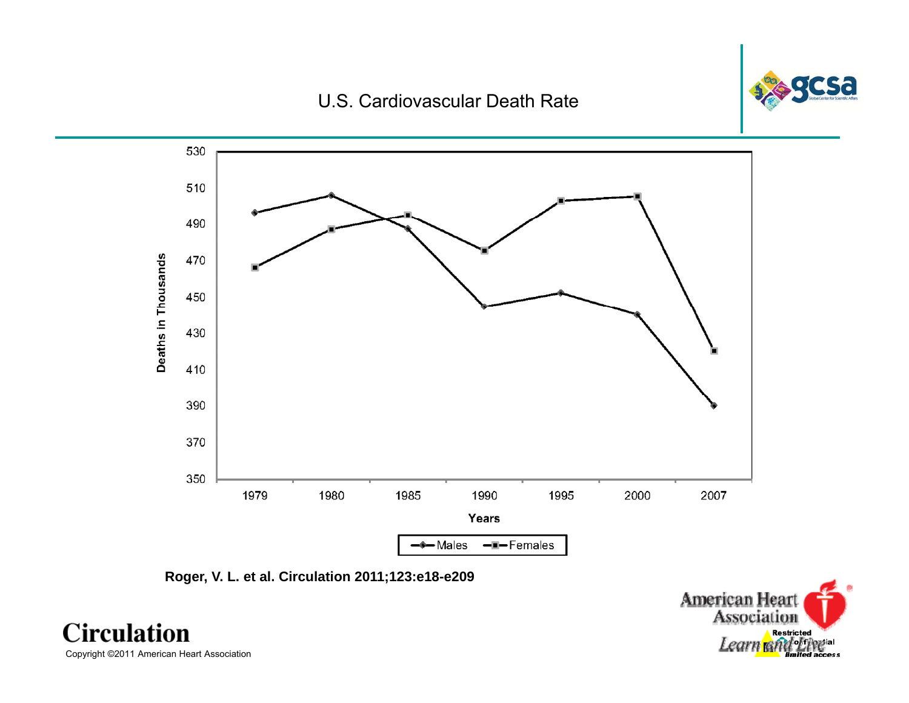# U.S. Cardiovascular Death Rate

Roger, V. L. et al. Circulation 2011;123:e18-e209

Circulation

Copyright ©2011 American Heart Association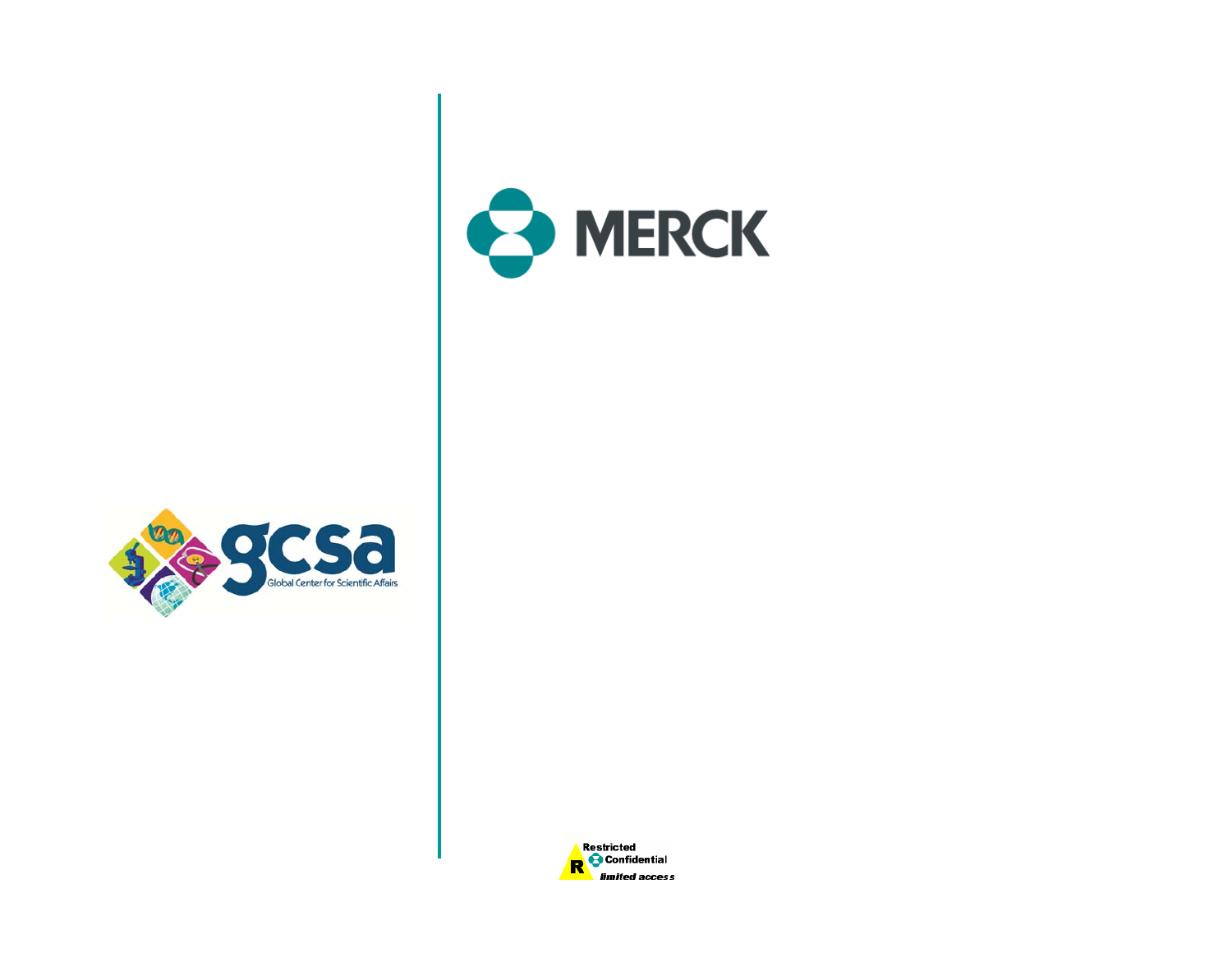MERCK

gcsa

Global Center for Scientific Affairs

Restricted

R Confidential

limited access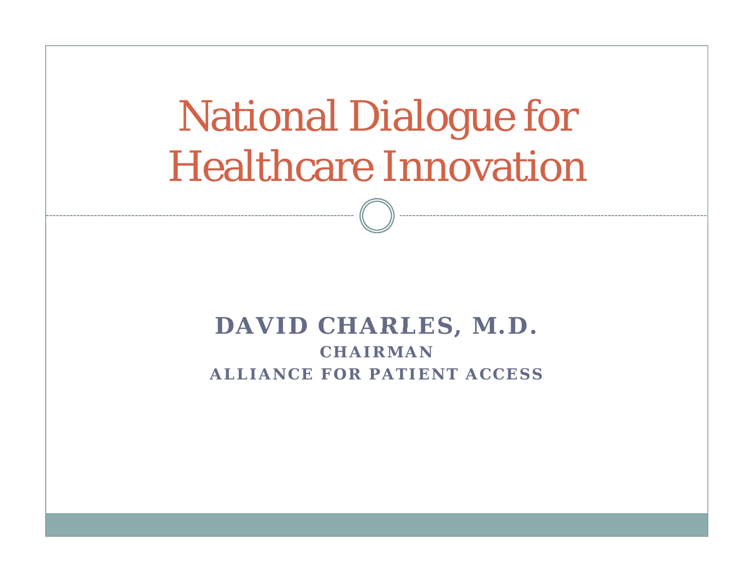# National Dialogue for Healthcare Innovation

**DAVID CHARLES, M.D.**

**CHAIRMAN**

**ALLIANCE FOR PATIENT ACCESS**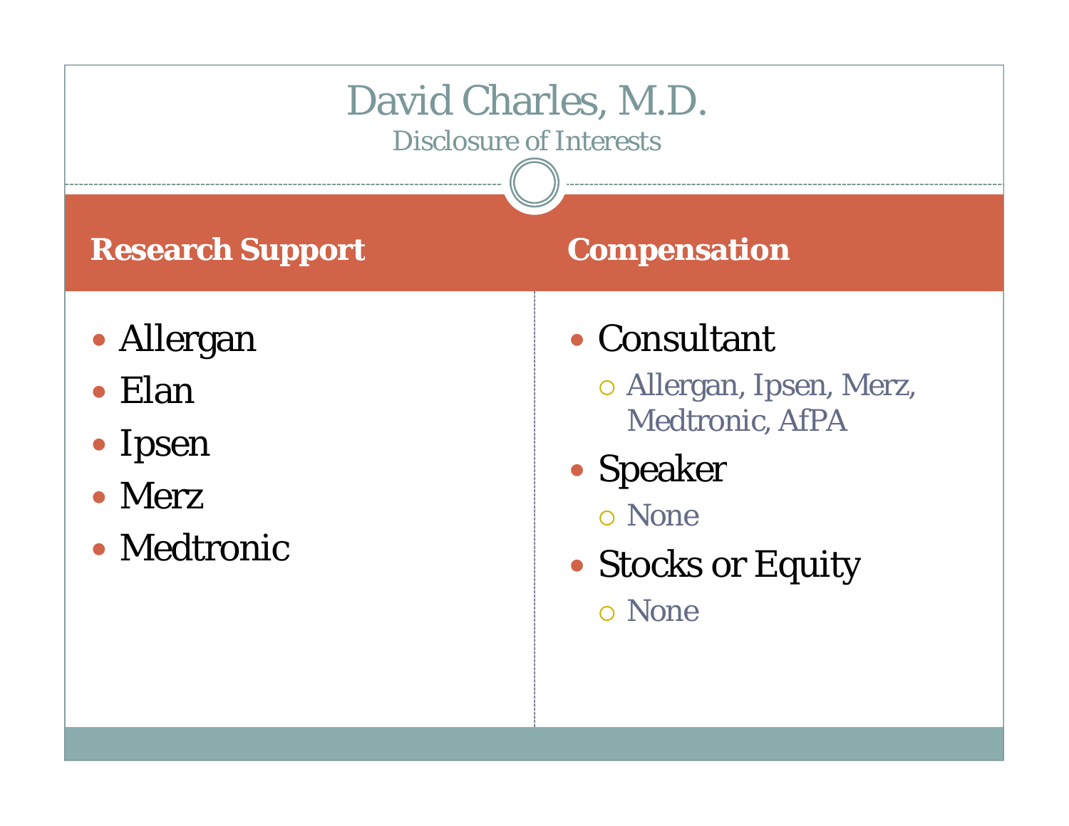# David Charles, M.D.

## Disclosure of Interests

### Research Support

- Allergan
- Elan
- Ipsen
- Merz
- Medtronic

### Compensation

- Consultant
  - Allergan, Ipsen, Merz, Medtronic, AfPA
- Speaker
  - None
- Stocks or Equity
  - None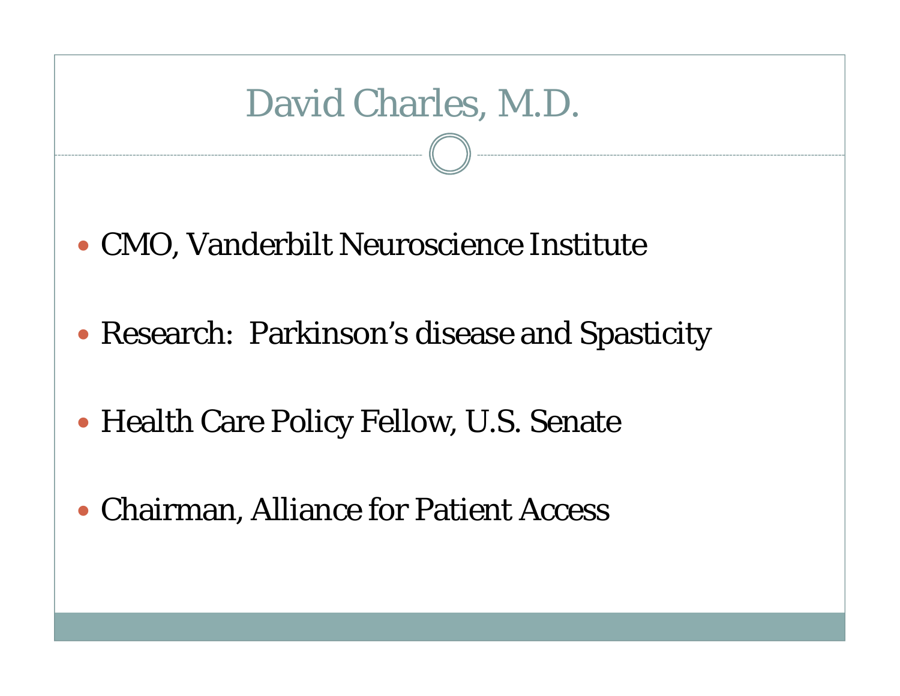# David Charles, M.D.

- CMO, Vanderbilt Neuroscience Institute
- Research: Parkinson's disease and Spasticity
- Health Care Policy Fellow, U.S. Senate
- Chairman, Alliance for Patient Access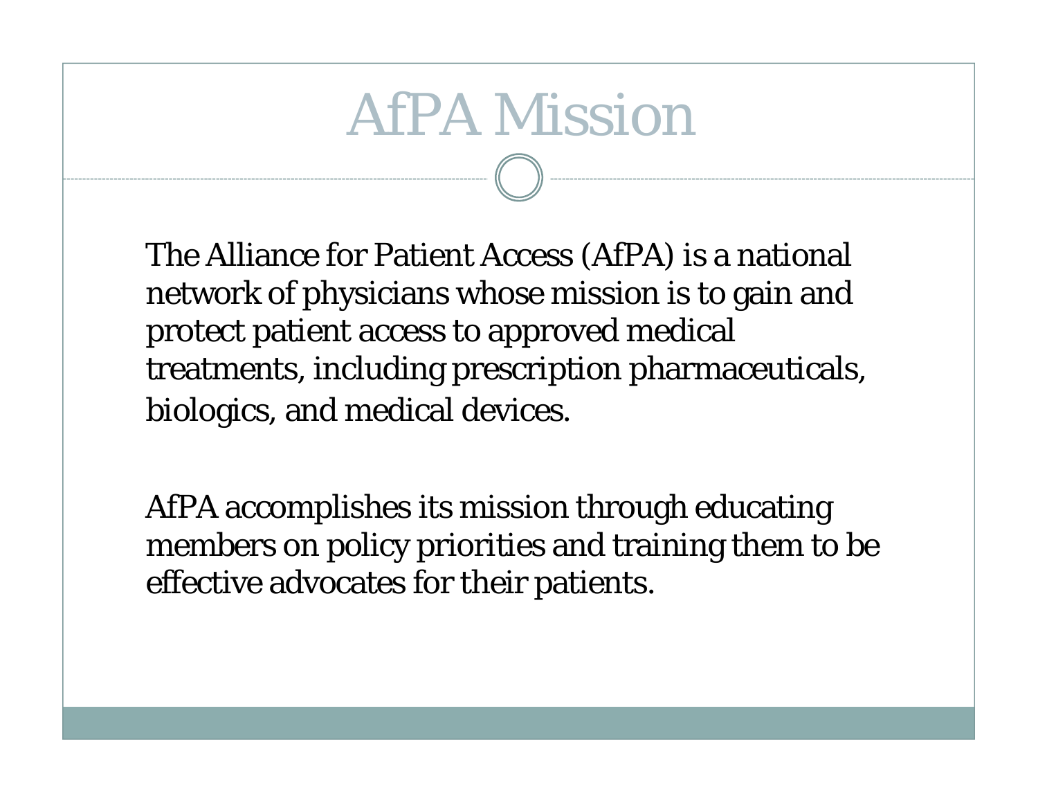# AfPA Mission

The Alliance for Patient Access (AfPA) is a national network of physicians whose mission is to gain and protect patient access to approved medical treatments, including prescription pharmaceuticals, biologics, and medical devices.

AfPA accomplishes its mission through educating members on policy priorities and training them to be effective advocates for their patients.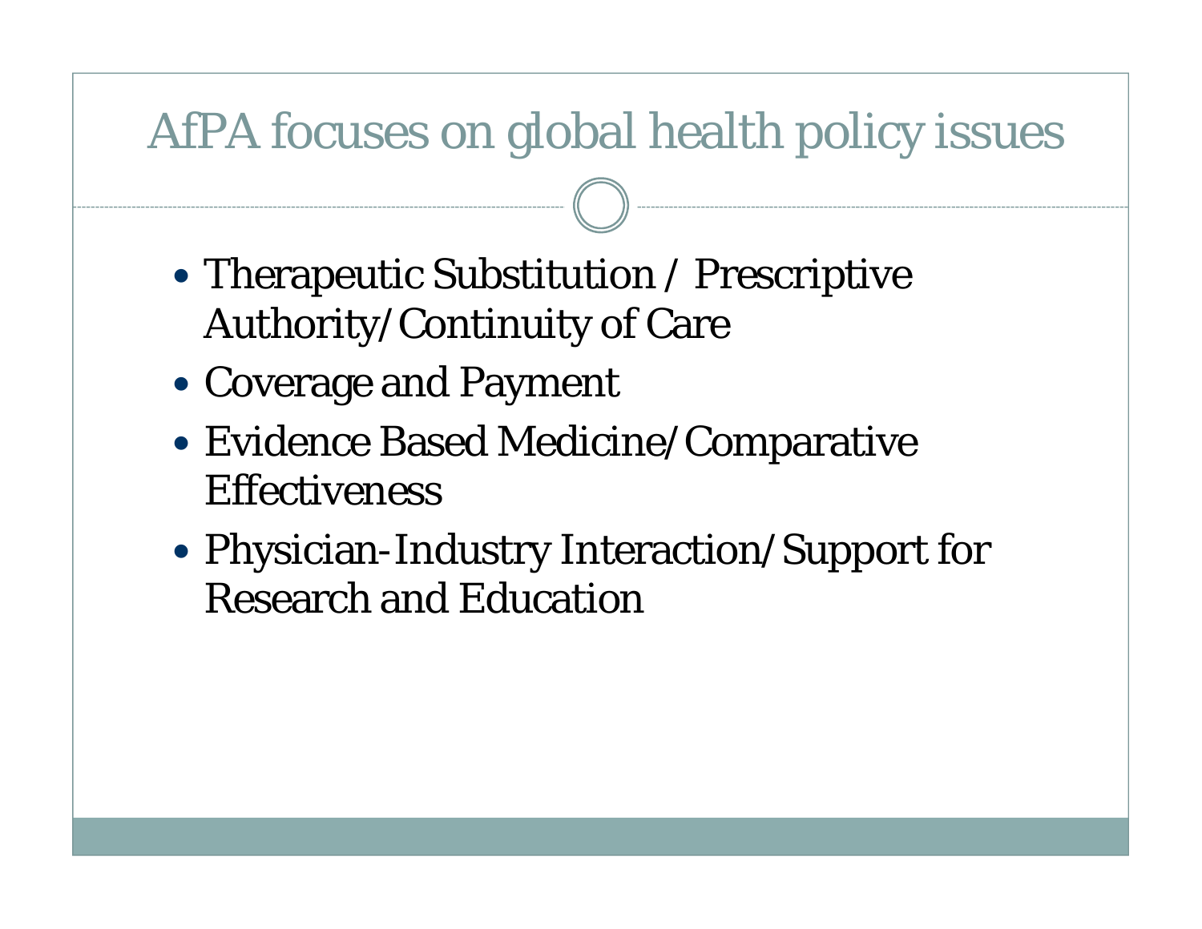# AfPA focuses on global health policy issues

- Therapeutic Substitution / Prescriptive Authority/Continuity of Care
- Coverage and Payment
- Evidence Based Medicine/Comparative Effectiveness
- Physician-Industry Interaction/Support for Research and Education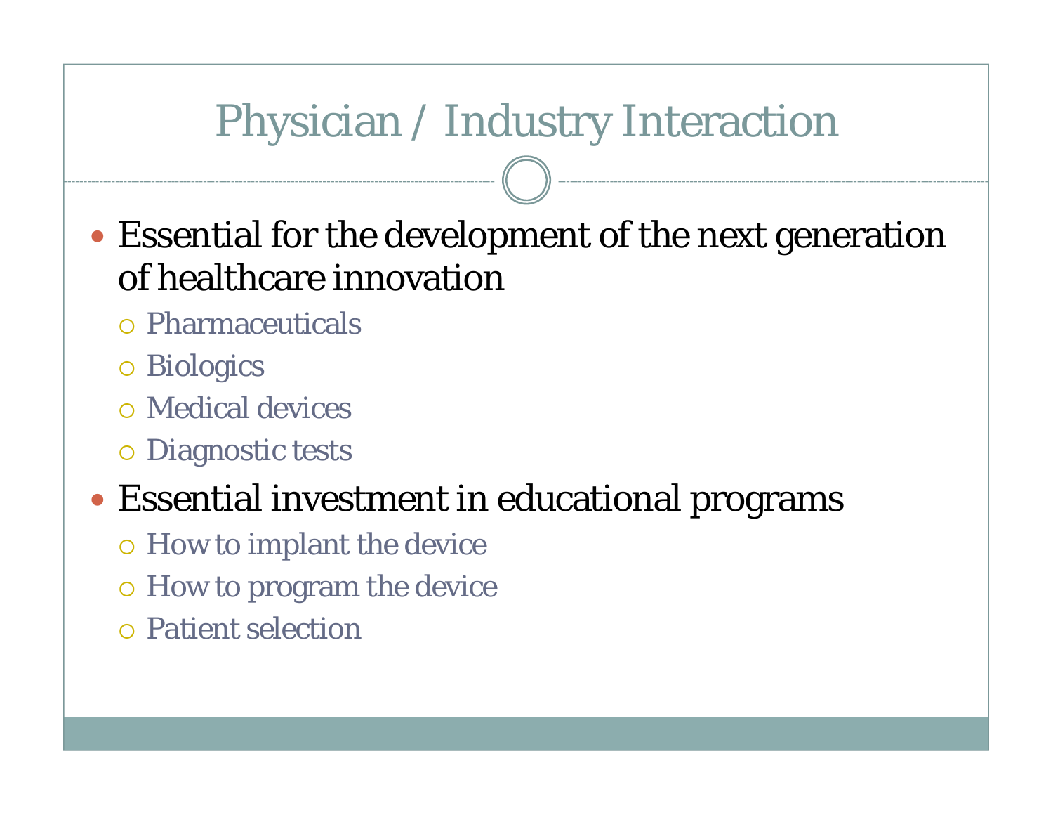# Physician / Industry Interaction

- Essential for the development of the next generation of healthcare innovation
  - Pharmaceuticals
  - Biologics
  - Medical devices
  - Diagnostic tests
- Essential investment in educational programs
  - How to implant the device
  - How to program the device
  - Patient selection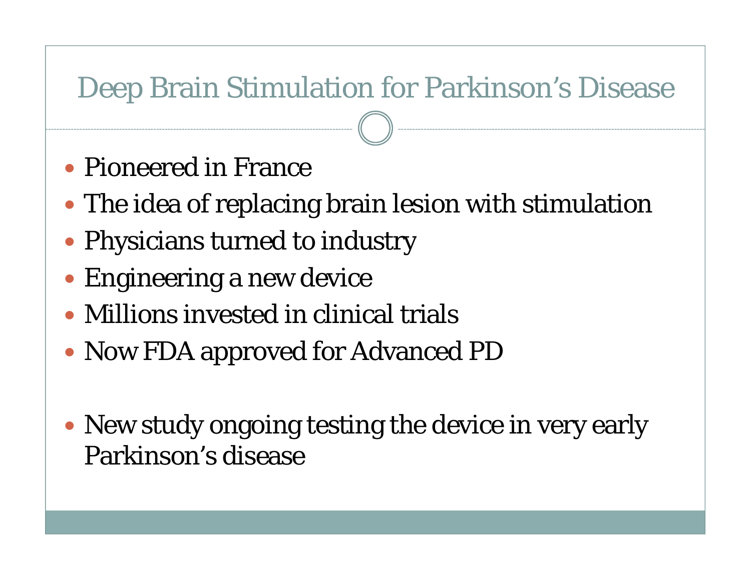# Deep Brain Stimulation for Parkinson’s Disease

- Pioneered in France
- The idea of replacing brain lesion with stimulation
- Physicians turned to industry
- Engineering a new device
- Millions invested in clinical trials
- Now FDA approved for Advanced PD

- New study ongoing testing the device in very early Parkinson’s disease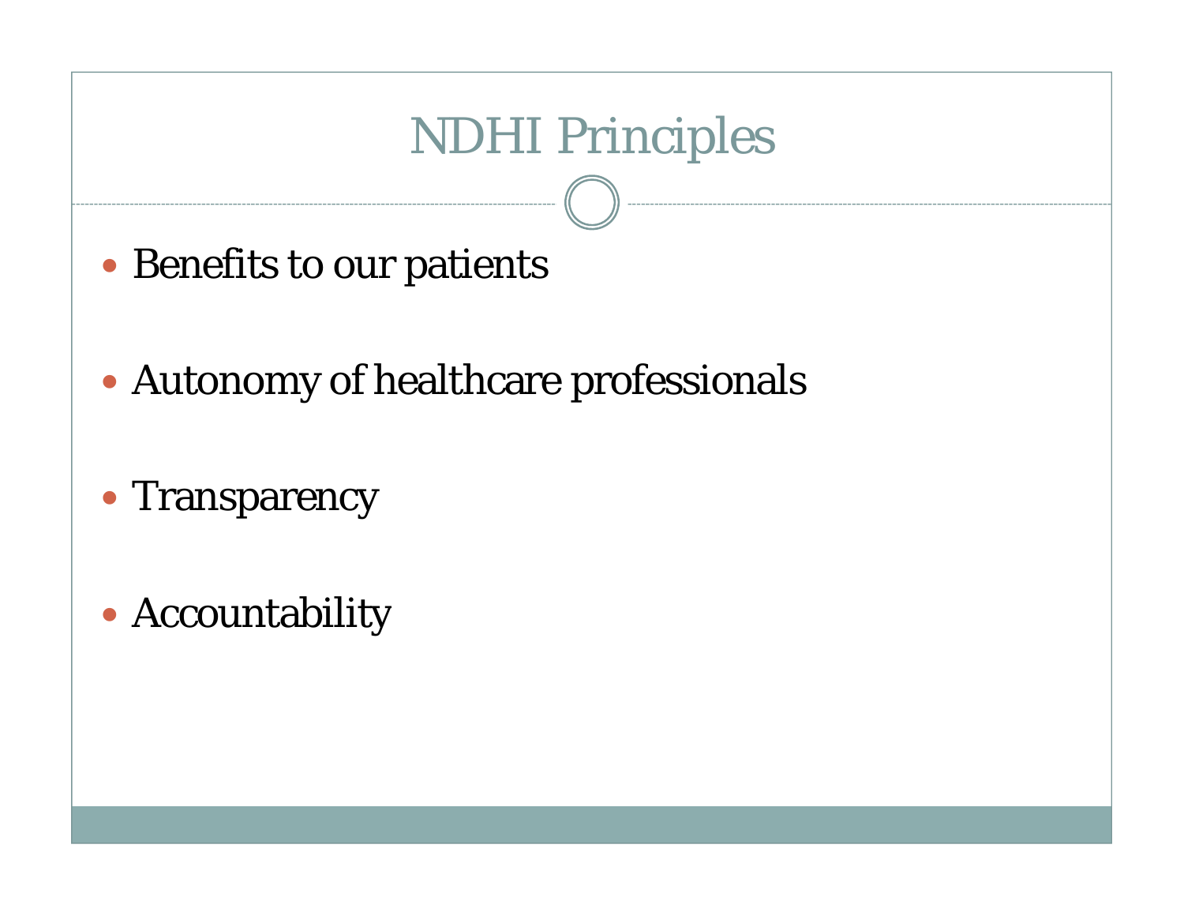# NDHI Principles

- Benefits to our patients
- Autonomy of healthcare professionals
- Transparency
- Accountability